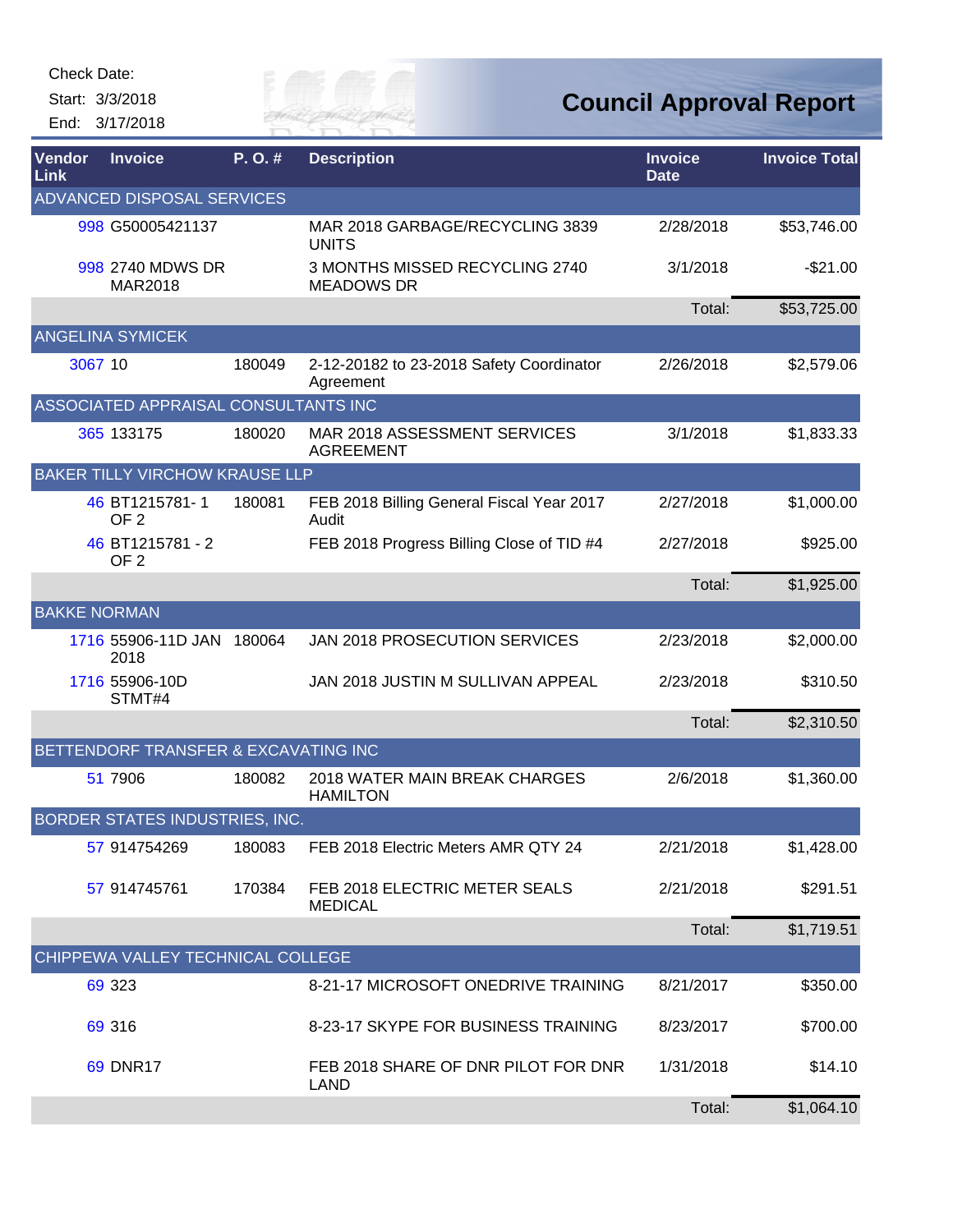Check Date:

Start: 3/3/2018

End: 3/17/2018

# Council Approval Report

| Vendor Link | Invoice | P. O. # | Description | Invoice Date | Invoice Total |
|---|---|---|---|---|---|
| ADVANCED DISPOSAL SERVICES | | | | | |
| 998 | G50005421137 | | MAR 2018 GARBAGE/RECYCLING 3839 UNITS | 2/28/2018 | $53,746.00 |
| 998 | 2740 MDWS DR MAR2018 | | 3 MONTHS MISSED RECYCLING 2740 MEADOWS DR | 3/1/2018 | -$21.00 |
| | | | | Total: | $53,725.00 |
| ANGELINA SYMICEK | | | | | |
| 3067 | 10 | 180049 | 2-12-20182 to 23-2018 Safety Coordinator Agreement | 2/26/2018 | $2,579.06 |
| ASSOCIATED APPRAISAL CONSULTANTS INC | | | | | |
| 365 | 133175 | 180020 | MAR 2018 ASSESSMENT SERVICES AGREEMENT | 3/1/2018 | $1,833.33 |
| BAKER TILLY VIRCHOW KRAUSE LLP | | | | | |
| 46 | BT1215781- 1 OF 2 | 180081 | FEB 2018 Billing General Fiscal Year 2017 Audit | 2/27/2018 | $1,000.00 |
| 46 | BT1215781 - 2 OF 2 | | FEB 2018 Progress Billing Close of TID #4 | 2/27/2018 | $925.00 |
| | | | | Total: | $1,925.00 |
| BAKKE NORMAN | | | | | |
| 1716 | 55906-11D JAN 2018 | 180064 | JAN 2018 PROSECUTION SERVICES | 2/23/2018 | $2,000.00 |
| 1716 | 55906-10D STMT#4 | | JAN 2018 JUSTIN M SULLIVAN APPEAL | 2/23/2018 | $310.50 |
| | | | | Total: | $2,310.50 |
| BETTENDORF TRANSFER & EXCAVATING INC | | | | | |
| 51 | 7906 | 180082 | 2018 WATER MAIN BREAK CHARGES HAMILTON | 2/6/2018 | $1,360.00 |
| BORDER STATES INDUSTRIES, INC. | | | | | |
| 57 | 914754269 | 180083 | FEB 2018 Electric Meters AMR QTY 24 | 2/21/2018 | $1,428.00 |
| 57 | 914745761 | 170384 | FEB 2018 ELECTRIC METER SEALS MEDICAL | 2/21/2018 | $291.51 |
| | | | | Total: | $1,719.51 |
| CHIPPEWA VALLEY TECHNICAL COLLEGE | | | | | |
| 69 | 323 | | 8-21-17 MICROSOFT ONEDRIVE TRAINING | 8/21/2017 | $350.00 |
| 69 | 316 | | 8-23-17 SKYPE FOR BUSINESS TRAINING | 8/23/2017 | $700.00 |
| 69 | DNR17 | | FEB 2018 SHARE OF DNR PILOT FOR DNR LAND | 1/31/2018 | $14.10 |
| | | | | Total: | $1,064.10 |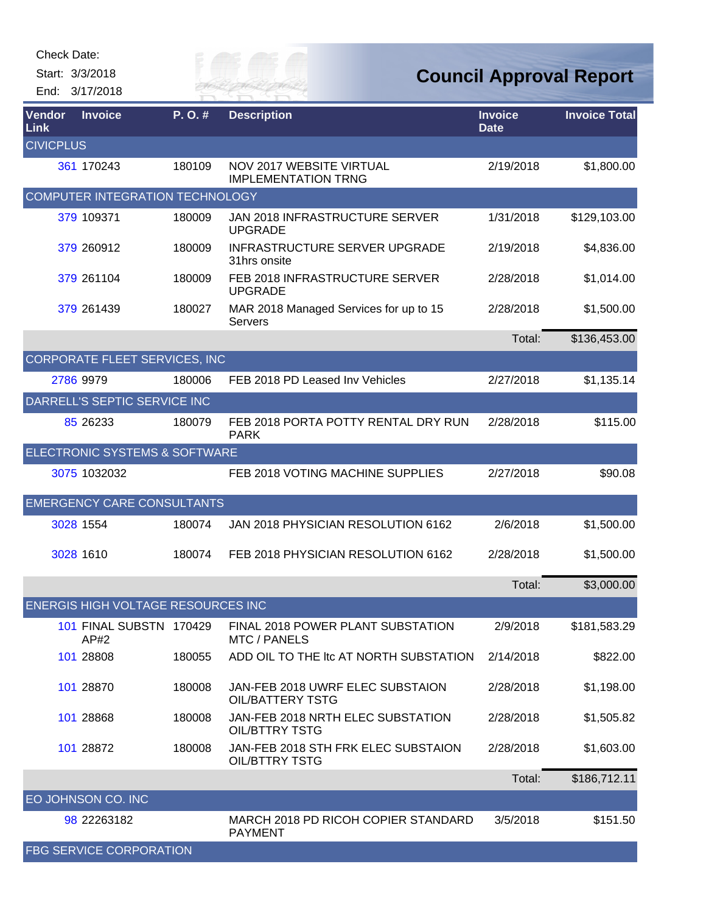Check Date:

Start: 3/3/2018

End: 3/17/2018

# Council Approval Report

| Vendor Link | Invoice | P. O. # | Description | Invoice Date | Invoice Total |
|---|---|---|---|---|---|
| CIVICPLUS | | | | | |
| 361 | 170243 | 180109 | NOV 2017 WEBSITE VIRTUAL IMPLEMENTATION TRNG | 2/19/2018 | $1,800.00 |
| COMPUTER INTEGRATION TECHNOLOGY | | | | | |
| 379 | 109371 | 180009 | JAN 2018 INFRASTRUCTURE SERVER UPGRADE | 1/31/2018 | $129,103.00 |
| 379 | 260912 | 180009 | INFRASTRUCTURE SERVER UPGRADE 31hrs onsite | 2/19/2018 | $4,836.00 |
| 379 | 261104 | 180009 | FEB 2018 INFRASTRUCTURE SERVER UPGRADE | 2/28/2018 | $1,014.00 |
| 379 | 261439 | 180027 | MAR 2018 Managed Services for up to 15 Servers | 2/28/2018 | $1,500.00 |
| | | | | Total: | $136,453.00 |
| CORPORATE FLEET SERVICES, INC | | | | | |
| 2786 | 9979 | 180006 | FEB 2018 PD Leased Inv Vehicles | 2/27/2018 | $1,135.14 |
| DARRELL'S SEPTIC SERVICE INC | | | | | |
| 85 | 26233 | 180079 | FEB 2018 PORTA POTTY RENTAL DRY RUN PARK | 2/28/2018 | $115.00 |
| ELECTRONIC SYSTEMS & SOFTWARE | | | | | |
| 3075 | 1032032 | | FEB 2018 VOTING MACHINE SUPPLIES | 2/27/2018 | $90.08 |
| EMERGENCY CARE CONSULTANTS | | | | | |
| 3028 | 1554 | 180074 | JAN 2018 PHYSICIAN RESOLUTION 6162 | 2/6/2018 | $1,500.00 |
| 3028 | 1610 | 180074 | FEB 2018 PHYSICIAN RESOLUTION 6162 | 2/28/2018 | $1,500.00 |
| | | | | Total: | $3,000.00 |
| ENERGIS HIGH VOLTAGE RESOURCES INC | | | | | |
| 101 | FINAL SUBSTN AP#2 | 170429 | FINAL 2018 POWER PLANT SUBSTATION MTC / PANELS | 2/9/2018 | $181,583.29 |
| 101 | 28808 | 180055 | ADD OIL TO THE ltc AT NORTH SUBSTATION | 2/14/2018 | $822.00 |
| 101 | 28870 | 180008 | JAN-FEB 2018 UWRF ELEC SUBSTAION OIL/BATTERY TSTG | 2/28/2018 | $1,198.00 |
| 101 | 28868 | 180008 | JAN-FEB 2018 NRTH ELEC SUBSTATION OIL/BTTRY TSTG | 2/28/2018 | $1,505.82 |
| 101 | 28872 | 180008 | JAN-FEB 2018 STH FRK ELEC SUBSTAION OIL/BTTRY TSTG | 2/28/2018 | $1,603.00 |
| | | | | Total: | $186,712.11 |
| EO JOHNSON CO. INC | | | | | |
| 98 | 22263182 | | MARCH 2018 PD RICOH COPIER STANDARD PAYMENT | 3/5/2018 | $151.50 |
| FBG SERVICE CORPORATION | | | | | |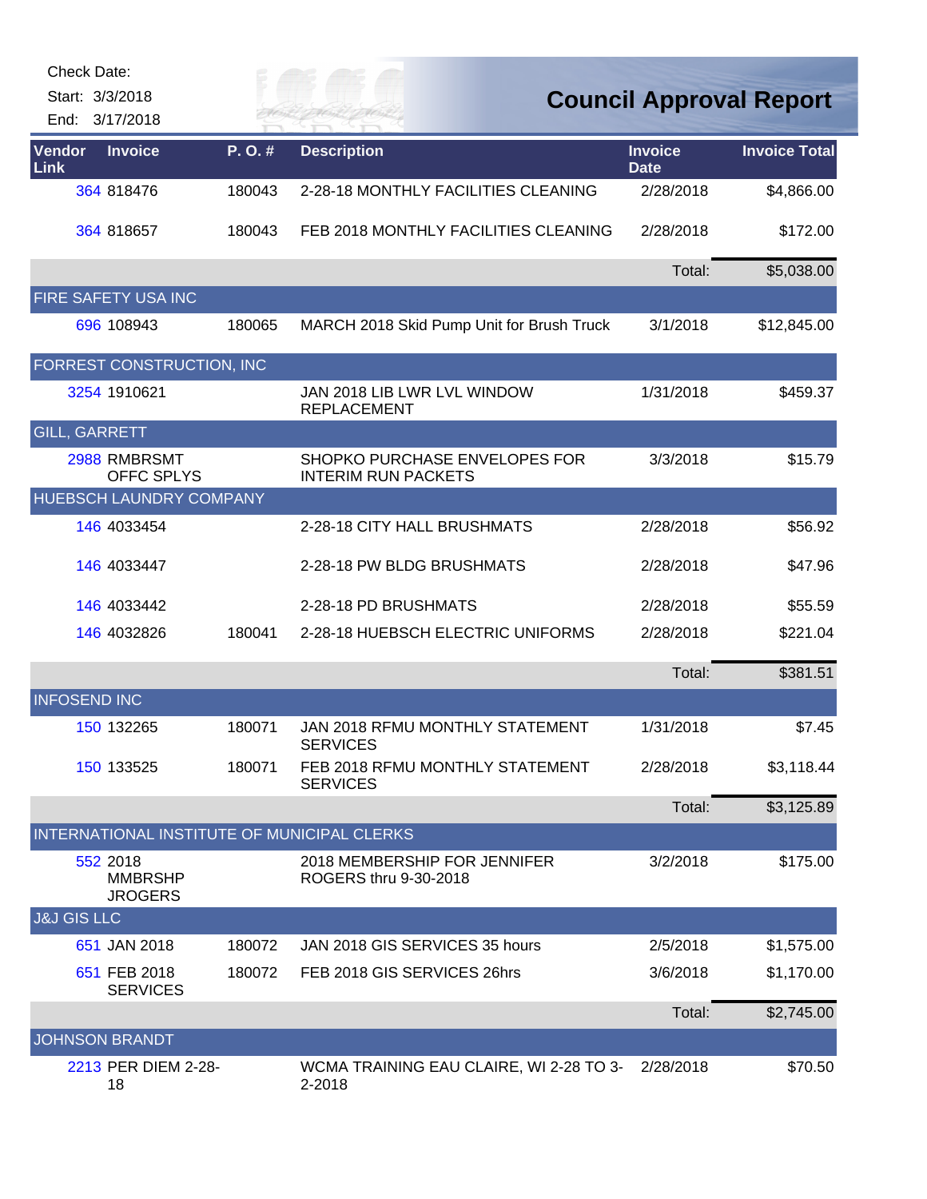Check Date:

Start: 3/3/2018

End: 3/17/2018

# Council Approval Report

| Vendor Link | Invoice | P. O. # | Description | Invoice Date | Invoice Total |
|---|---|---|---|---|---|
| 364 | 818476 | 180043 | 2-28-18 MONTHLY FACILITIES CLEANING | 2/28/2018 | $4,866.00 |
| 364 | 818657 | 180043 | FEB 2018 MONTHLY FACILITIES CLEANING | 2/28/2018 | $172.00 |
| | | | | Total: | $5,038.00 |
| FIRE SAFETY USA INC | | | | | |
| 696 | 108943 | 180065 | MARCH 2018 Skid Pump Unit for Brush Truck | 3/1/2018 | $12,845.00 |
| FORREST CONSTRUCTION, INC | | | | | |
| 3254 | 1910621 | | JAN 2018 LIB LWR LVL WINDOW REPLACEMENT | 1/31/2018 | $459.37 |
| GILL, GARRETT | | | | | |
| 2988 | RMBRSMT OFFC SPLYS | | SHOPKO PURCHASE ENVELOPES FOR INTERIM RUN PACKETS | 3/3/2018 | $15.79 |
| HUEBSCH LAUNDRY COMPANY | | | | | |
| 146 | 4033454 | | 2-28-18 CITY HALL BRUSHMATS | 2/28/2018 | $56.92 |
| 146 | 4033447 | | 2-28-18 PW BLDG BRUSHMATS | 2/28/2018 | $47.96 |
| 146 | 4033442 | | 2-28-18 PD BRUSHMATS | 2/28/2018 | $55.59 |
| 146 | 4032826 | 180041 | 2-28-18 HUEBSCH ELECTRIC UNIFORMS | 2/28/2018 | $221.04 |
| | | | | Total: | $381.51 |
| INFOSEND INC | | | | | |
| 150 | 132265 | 180071 | JAN 2018 RFMU MONTHLY STATEMENT SERVICES | 1/31/2018 | $7.45 |
| 150 | 133525 | 180071 | FEB 2018 RFMU MONTHLY STATEMENT SERVICES | 2/28/2018 | $3,118.44 |
| | | | | Total: | $3,125.89 |
| INTERNATIONAL INSTITUTE OF MUNICIPAL CLERKS | | | | | |
| 552 | 2018 MMBRSHP JROGERS | | 2018 MEMBERSHIP FOR JENNIFER ROGERS thru 9-30-2018 | 3/2/2018 | $175.00 |
| J&J GIS LLC | | | | | |
| 651 | JAN 2018 | 180072 | JAN 2018 GIS SERVICES 35 hours | 2/5/2018 | $1,575.00 |
| 651 | FEB 2018 SERVICES | 180072 | FEB 2018 GIS SERVICES 26hrs | 3/6/2018 | $1,170.00 |
| | | | | Total: | $2,745.00 |
| JOHNSON BRANDT | | | | | |
| 2213 | PER DIEM 2-28-18 | | WCMA TRAINING EAU CLAIRE, WI 2-28 TO 3-2-2018 | 2/28/2018 | $70.50 |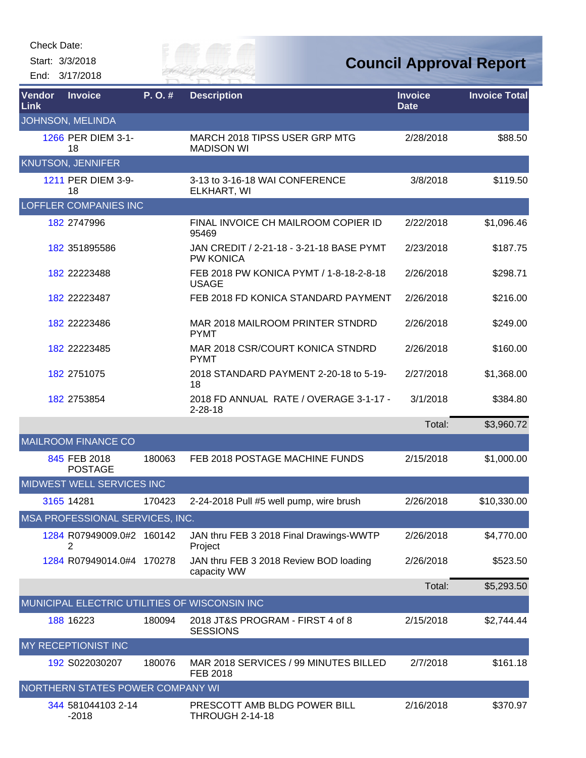Check Date:

Start: 3/3/2018

End: 3/17/2018

# Council Approval Report

| Vendor Link | Invoice | P. O. # | Description | Invoice Date | Invoice Total |
|---|---|---|---|---|---|
| JOHNSON, MELINDA | | | | | |
| 1266 | PER DIEM 3-1-18 | | MARCH 2018 TIPSS USER GRP MTG MADISON WI | 2/28/2018 | $88.50 |
| KNUTSON, JENNIFER | | | | | |
| 1211 | PER DIEM 3-9-18 | | 3-13 to 3-16-18 WAI CONFERENCE ELKHART, WI | 3/8/2018 | $119.50 |
| LOFFLER COMPANIES INC | | | | | |
| 182 | 2747996 | | FINAL INVOICE CH MAILROOM COPIER ID 95469 | 2/22/2018 | $1,096.46 |
| 182 | 351895586 | | JAN CREDIT / 2-21-18 - 3-21-18 BASE PYMT PW KONICA | 2/23/2018 | $187.75 |
| 182 | 22223488 | | FEB 2018 PW KONICA PYMT / 1-8-18-2-8-18 USAGE | 2/26/2018 | $298.71 |
| 182 | 22223487 | | FEB 2018 FD KONICA STANDARD PAYMENT | 2/26/2018 | $216.00 |
| 182 | 22223486 | | MAR 2018 MAILROOM PRINTER STNDRD PYMT | 2/26/2018 | $249.00 |
| 182 | 22223485 | | MAR 2018 CSR/COURT KONICA STNDRD PYMT | 2/26/2018 | $160.00 |
| 182 | 2751075 | | 2018 STANDARD PAYMENT 2-20-18 to 5-19-18 | 2/27/2018 | $1,368.00 |
| 182 | 2753854 | | 2018 FD ANNUAL RATE / OVERAGE 3-1-17 - 2-28-18 | 3/1/2018 | $384.80 |
| | | | | Total: | $3,960.72 |
| MAILROOM FINANCE CO | | | | | |
| 845 | FEB 2018 POSTAGE | 180063 | FEB 2018 POSTAGE MACHINE FUNDS | 2/15/2018 | $1,000.00 |
| MIDWEST WELL SERVICES INC | | | | | |
| 3165 | 14281 | 170423 | 2-24-2018 Pull #5 well pump, wire brush | 2/26/2018 | $10,330.00 |
| MSA PROFESSIONAL SERVICES, INC. | | | | | |
| 1284 | R07949009.0#22 | 160142 | JAN thru FEB 3 2018 Final Drawings-WWTP Project | 2/26/2018 | $4,770.00 |
| 1284 | R07949014.0#4 | 170278 | JAN thru FEB 3 2018 Review BOD loading capacity WW | 2/26/2018 | $523.50 |
| | | | | Total: | $5,293.50 |
| MUNICIPAL ELECTRIC UTILITIES OF WISCONSIN INC | | | | | |
| 188 | 16223 | 180094 | 2018 JT&S PROGRAM - FIRST 4 of 8 SESSIONS | 2/15/2018 | $2,744.44 |
| MY RECEPTIONIST INC | | | | | |
| 192 | S022030207 | 180076 | MAR 2018 SERVICES / 99 MINUTES BILLED FEB 2018 | 2/7/2018 | $161.18 |
| NORTHERN STATES POWER COMPANY WI | | | | | |
| 344 | 581044103 2-14-2018 | | PRESCOTT AMB BLDG POWER BILL THROUGH 2-14-18 | 2/16/2018 | $370.97 |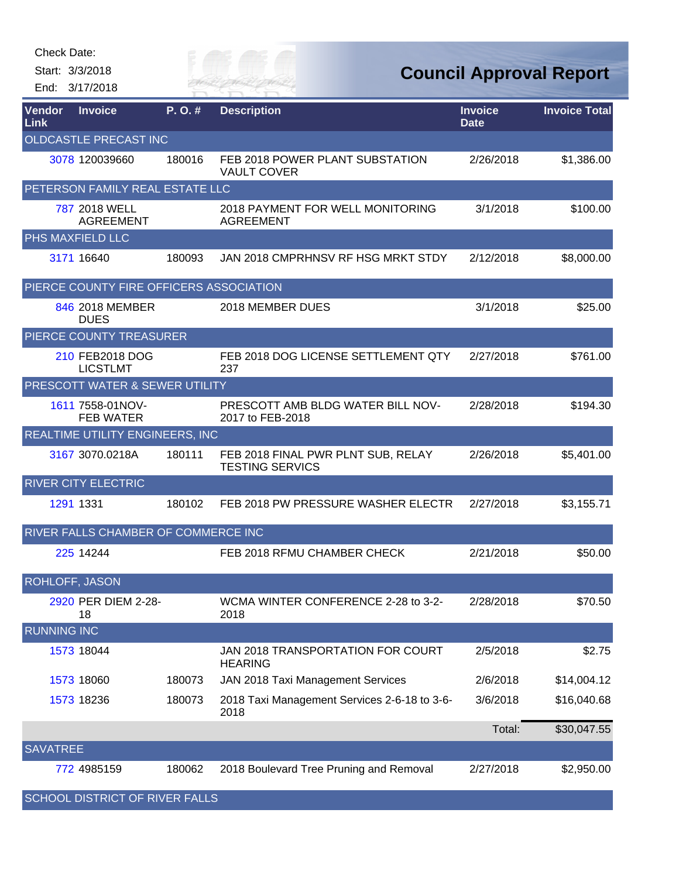Check Date:

Start: 3/3/2018

End: 3/17/2018

# Council Approval Report

| Vendor Link | Invoice | P. O. # | Description | Invoice Date | Invoice Total |
|---|---|---|---|---|---|
| OLDCASTLE PRECAST INC | | | | | |
| 3078 | 120039660 | 180016 | FEB 2018 POWER PLANT SUBSTATION VAULT COVER | 2/26/2018 | $1,386.00 |
| PETERSON FAMILY REAL ESTATE LLC | | | | | |
| 787 | 2018 WELL AGREEMENT | | 2018 PAYMENT FOR WELL MONITORING AGREEMENT | 3/1/2018 | $100.00 |
| PHS MAXFIELD LLC | | | | | |
| 3171 | 16640 | 180093 | JAN 2018 CMPRHNSV RF HSG MRKT STDY | 2/12/2018 | $8,000.00 |
| PIERCE COUNTY FIRE OFFICERS ASSOCIATION | | | | | |
| 846 | 2018 MEMBER DUES | | 2018 MEMBER DUES | 3/1/2018 | $25.00 |
| PIERCE COUNTY TREASURER | | | | | |
| 210 | FEB2018 DOG LICSTLMT | | FEB 2018 DOG LICENSE SETTLEMENT QTY 237 | 2/27/2018 | $761.00 |
| PRESCOTT WATER & SEWER UTILITY | | | | | |
| 1611 | 7558-01NOV-FEB WATER | | PRESCOTT AMB BLDG WATER BILL NOV-2017 to FEB-2018 | 2/28/2018 | $194.30 |
| REALTIME UTILITY ENGINEERS, INC | | | | | |
| 3167 | 3070.0218A | 180111 | FEB 2018 FINAL PWR PLNT SUB, RELAY TESTING SERVICS | 2/26/2018 | $5,401.00 |
| RIVER CITY ELECTRIC | | | | | |
| 1291 | 1331 | 180102 | FEB 2018 PW PRESSURE WASHER ELECTR | 2/27/2018 | $3,155.71 |
| RIVER FALLS CHAMBER OF COMMERCE INC | | | | | |
| 225 | 14244 | | FEB 2018 RFMU CHAMBER CHECK | 2/21/2018 | $50.00 |
| ROHLOFF, JASON | | | | | |
| 2920 | PER DIEM 2-28-18 | | WCMA WINTER CONFERENCE 2-28 to 3-2-2018 | 2/28/2018 | $70.50 |
| RUNNING INC | | | | | |
| 1573 | 18044 | | JAN 2018 TRANSPORTATION FOR COURT HEARING | 2/5/2018 | $2.75 |
| 1573 | 18060 | 180073 | JAN 2018 Taxi Management Services | 2/6/2018 | $14,004.12 |
| 1573 | 18236 | 180073 | 2018 Taxi Management Services 2-6-18 to 3-6-2018 | 3/6/2018 | $16,040.68 |
| | | | | Total: | $30,047.55 |
| SAVATREE | | | | | |
| 772 | 4985159 | 180062 | 2018 Boulevard Tree Pruning and Removal | 2/27/2018 | $2,950.00 |
| SCHOOL DISTRICT OF RIVER FALLS | | | | | |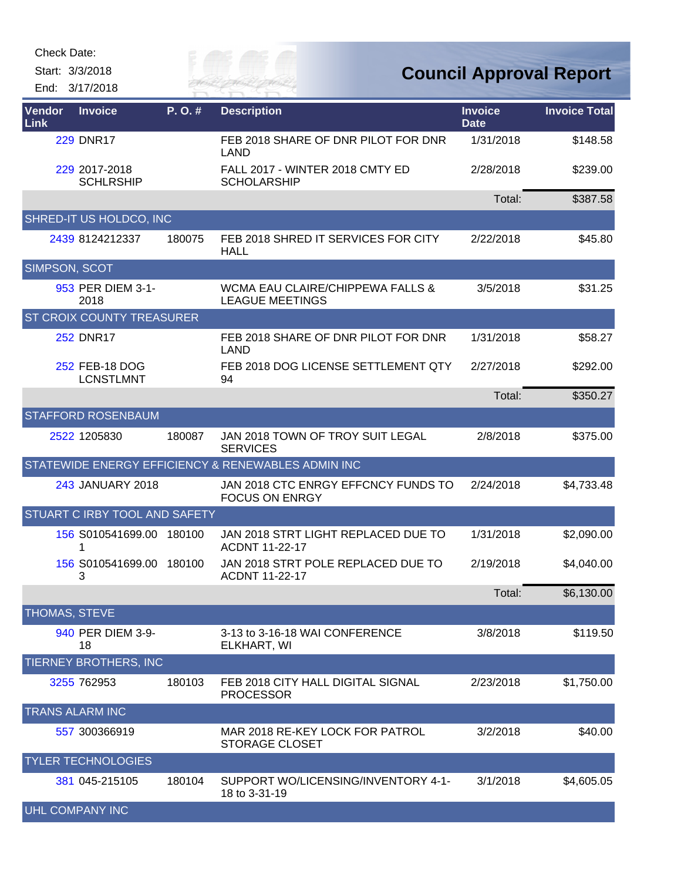Check Date:

Start: 3/3/2018

End: 3/17/2018

# Council Approval Report

| Vendor Link | Invoice | P. O. # | Description | Invoice Date | Invoice Total |
|---|---|---|---|---|---|
| 229 | DNR17 | | FEB 2018 SHARE OF DNR PILOT FOR DNR LAND | 1/31/2018 | $148.58 |
| 229 | 2017-2018 SCHLRSHIP | | FALL 2017 - WINTER 2018 CMTY ED SCHOLARSHIP | 2/28/2018 | $239.00 |
| | | | | Total: | $387.58 |
| SHRED-IT US HOLDCO, INC | | | | | |
| 2439 | 8124212337 | 180075 | FEB 2018 SHRED IT SERVICES FOR CITY HALL | 2/22/2018 | $45.80 |
| SIMPSON, SCOT | | | | | |
| 953 | PER DIEM 3-1-2018 | | WCMA EAU CLAIRE/CHIPPEWA FALLS & LEAGUE MEETINGS | 3/5/2018 | $31.25 |
| ST CROIX COUNTY TREASURER | | | | | |
| 252 | DNR17 | | FEB 2018 SHARE OF DNR PILOT FOR DNR LAND | 1/31/2018 | $58.27 |
| 252 | FEB-18 DOG LCNSTLMNT | | FEB 2018 DOG LICENSE SETTLEMENT QTY 94 | 2/27/2018 | $292.00 |
| | | | | Total: | $350.27 |
| STAFFORD ROSENBAUM | | | | | |
| 2522 | 1205830 | 180087 | JAN 2018 TOWN OF TROY SUIT LEGAL SERVICES | 2/8/2018 | $375.00 |
| STATEWIDE ENERGY EFFICIENCY & RENEWABLES ADMIN INC | | | | | |
| 243 | JANUARY 2018 | | JAN 2018 CTC ENRGY EFFCNCY FUNDS TO FOCUS ON ENRGY | 2/24/2018 | $4,733.48 |
| STUART C IRBY TOOL AND SAFETY | | | | | |
| 156 | S010541699.001 | 180100 | JAN 2018 STRT LIGHT REPLACED DUE TO ACDNT 11-22-17 | 1/31/2018 | $2,090.00 |
| 156 | S010541699.003 | 180100 | JAN 2018 STRT POLE REPLACED DUE TO ACDNT 11-22-17 | 2/19/2018 | $4,040.00 |
| | | | | Total: | $6,130.00 |
| THOMAS, STEVE | | | | | |
| 940 | PER DIEM 3-9-18 | | 3-13 to 3-16-18 WAI CONFERENCE ELKHART, WI | 3/8/2018 | $119.50 |
| TIERNEY BROTHERS, INC | | | | | |
| 3255 | 762953 | 180103 | FEB 2018 CITY HALL DIGITAL SIGNAL PROCESSOR | 2/23/2018 | $1,750.00 |
| TRANS ALARM INC | | | | | |
| 557 | 300366919 | | MAR 2018 RE-KEY LOCK FOR PATROL STORAGE CLOSET | 3/2/2018 | $40.00 |
| TYLER TECHNOLOGIES | | | | | |
| 381 | 045-215105 | 180104 | SUPPORT WO/LICENSING/INVENTORY 4-1-18 to 3-31-19 | 3/1/2018 | $4,605.05 |
| UHL COMPANY INC | | | | | |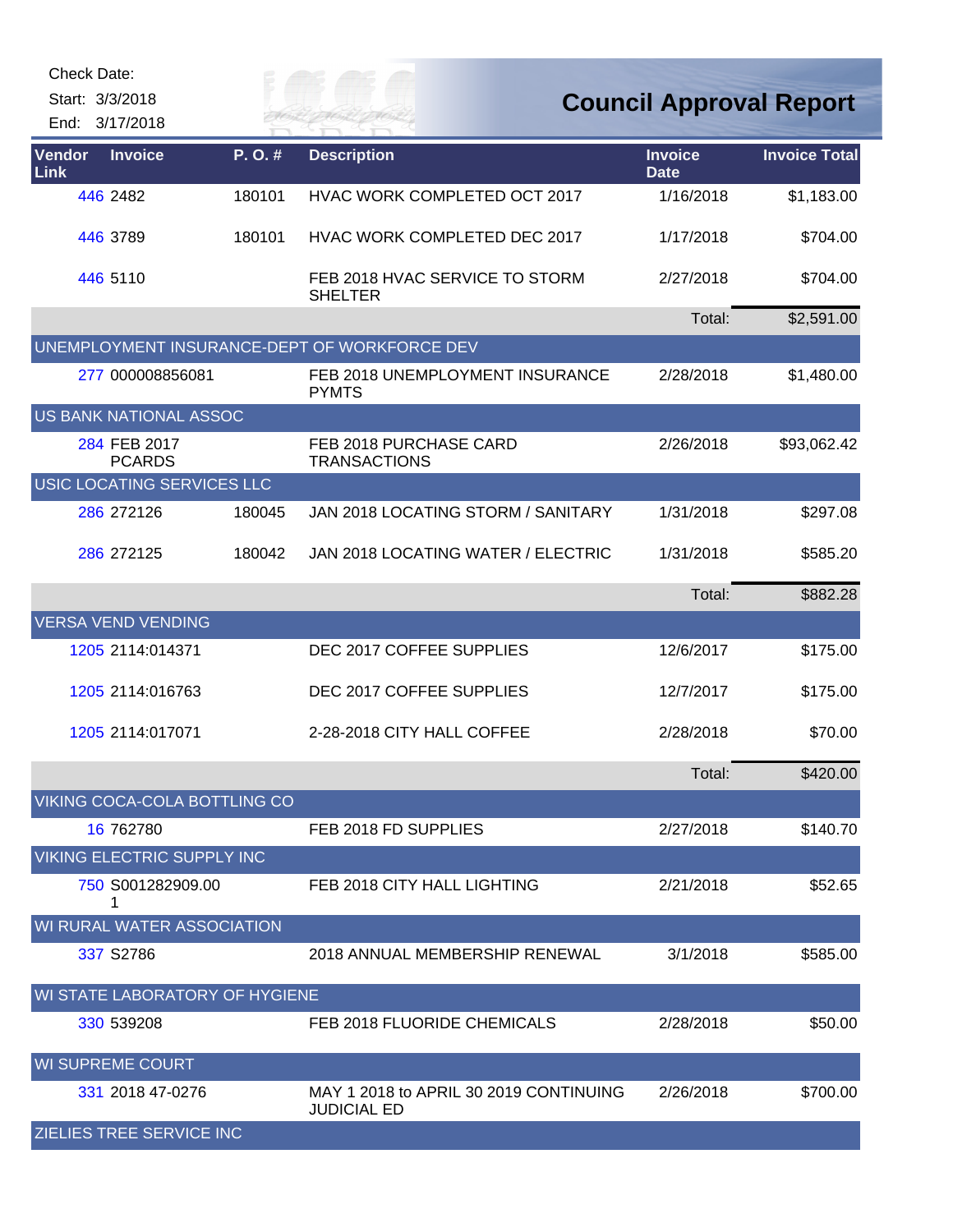Check Date:

Start: 3/3/2018

End: 3/17/2018

# Council Approval Report

| Vendor Link | Invoice | P. O. # | Description | Invoice Date | Invoice Total |
|---|---|---|---|---|---|
| 446 | 2482 | 180101 | HVAC WORK COMPLETED OCT 2017 | 1/16/2018 | $1,183.00 |
| 446 | 3789 | 180101 | HVAC WORK COMPLETED DEC 2017 | 1/17/2018 | $704.00 |
| 446 | 5110 | | FEB 2018 HVAC SERVICE TO STORM SHELTER | 2/27/2018 | $704.00 |
| | | | | Total: | $2,591.00 |
| UNEMPLOYMENT INSURANCE-DEPT OF WORKFORCE DEV | | | | | |
| 277 | 000008856081 | | FEB 2018 UNEMPLOYMENT INSURANCE PYMTS | 2/28/2018 | $1,480.00 |
| US BANK NATIONAL ASSOC | | | | | |
| 284 | FEB 2017 PCARDS | | FEB 2018 PURCHASE CARD TRANSACTIONS | 2/26/2018 | $93,062.42 |
| USIC LOCATING SERVICES LLC | | | | | |
| 286 | 272126 | 180045 | JAN 2018 LOCATING STORM / SANITARY | 1/31/2018 | $297.08 |
| 286 | 272125 | 180042 | JAN 2018 LOCATING WATER / ELECTRIC | 1/31/2018 | $585.20 |
| | | | | Total: | $882.28 |
| VERSA VEND VENDING | | | | | |
| 1205 | 2114:014371 | | DEC 2017 COFFEE SUPPLIES | 12/6/2017 | $175.00 |
| 1205 | 2114:016763 | | DEC 2017 COFFEE SUPPLIES | 12/7/2017 | $175.00 |
| 1205 | 2114:017071 | | 2-28-2018 CITY HALL COFFEE | 2/28/2018 | $70.00 |
| | | | | Total: | $420.00 |
| VIKING COCA-COLA BOTTLING CO | | | | | |
| 16 | 762780 | | FEB 2018 FD SUPPLIES | 2/27/2018 | $140.70 |
| VIKING ELECTRIC SUPPLY INC | | | | | |
| 750 | S001282909.001 | | FEB 2018 CITY HALL LIGHTING | 2/21/2018 | $52.65 |
| WI RURAL WATER ASSOCIATION | | | | | |
| 337 | S2786 | | 2018 ANNUAL MEMBERSHIP RENEWAL | 3/1/2018 | $585.00 |
| WI STATE LABORATORY OF HYGIENE | | | | | |
| 330 | 539208 | | FEB 2018 FLUORIDE CHEMICALS | 2/28/2018 | $50.00 |
| WI SUPREME COURT | | | | | |
| 331 | 2018 47-0276 | | MAY 1 2018 to APRIL 30 2019 CONTINUING JUDICIAL ED | 2/26/2018 | $700.00 |
| ZIELIES TREE SERVICE INC | | | | | |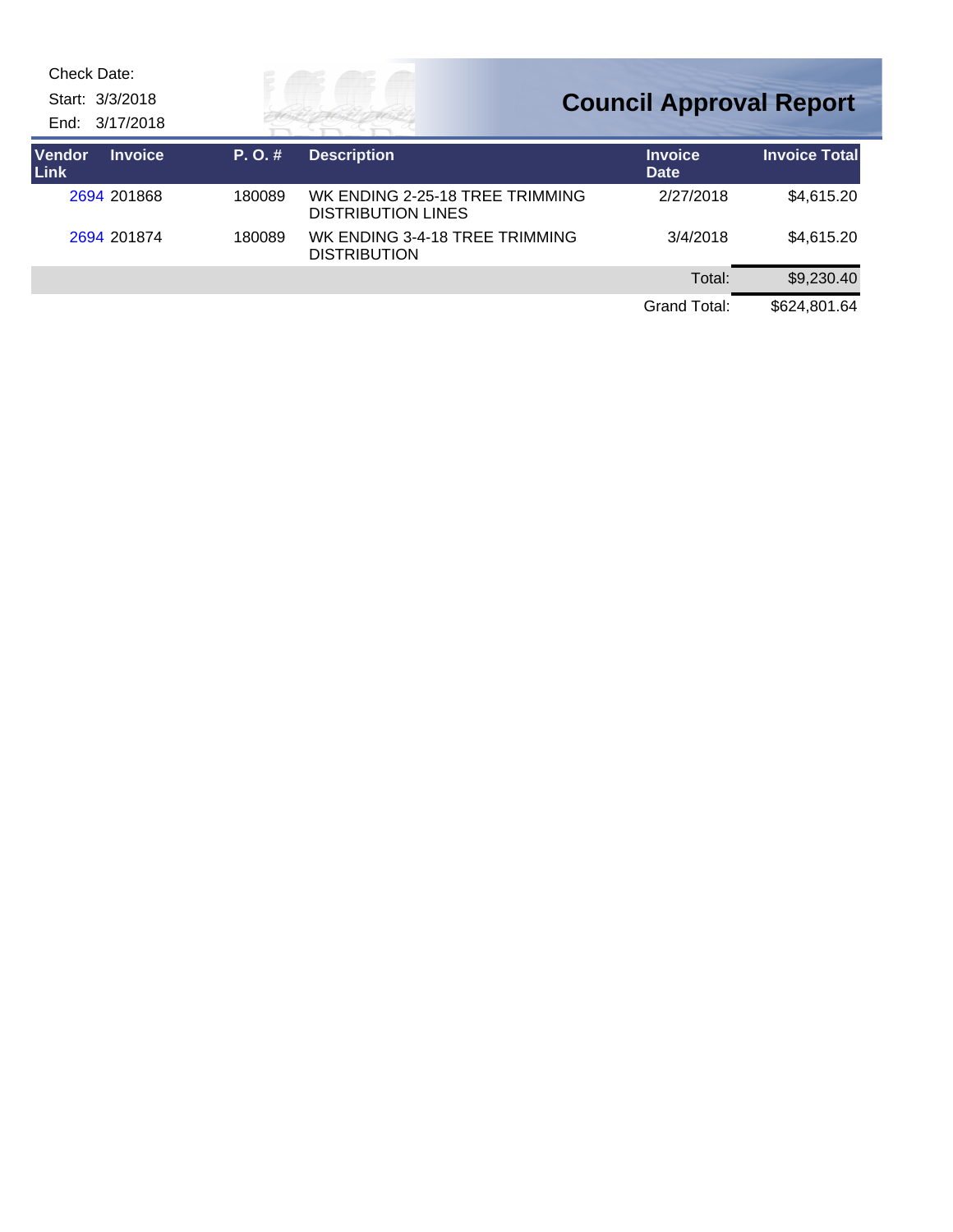Check Date:

Start: 3/3/2018

End: 3/17/2018

# Council Approval Report

| Vendor Link | Invoice | P. O. # | Description | Invoice Date | Invoice Total |
|---|---|---|---|---|---|
| 2694 | 201868 | 180089 | WK ENDING 2-25-18 TREE TRIMMING DISTRIBUTION LINES | 2/27/2018 | $4,615.20 |
| 2694 | 201874 | 180089 | WK ENDING 3-4-18 TREE TRIMMING DISTRIBUTION | 3/4/2018 | $4,615.20 |
| | | | | Total: | $9,230.40 |
| | | | | Grand Total: | $624,801.64 |